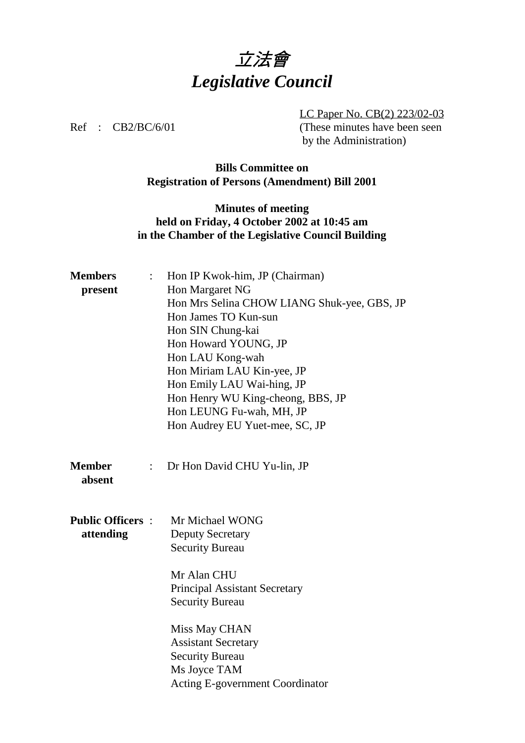# *立法會*
# *Legislative Council*

LC Paper No. CB(2) 223/02-03
(These minutes have been seen by the Administration)

Ref : CB2/BC/6/01

**Bills Committee on**
**Registration of Persons (Amendment) Bill 2001**

**Minutes of meeting**
**held on Friday, 4 October 2002 at 10:45 am**
**in the Chamber of the Legislative Council Building**

**Members present** :
Hon IP Kwok-him, JP (Chairman)
Hon Margaret NG
Hon Mrs Selina CHOW LIANG Shuk-yee, GBS, JP
Hon James TO Kun-sun
Hon SIN Chung-kai
Hon Howard YOUNG, JP
Hon LAU Kong-wah
Hon Miriam LAU Kin-yee, JP
Hon Emily LAU Wai-hing, JP
Hon Henry WU King-cheong, BBS, JP
Hon LEUNG Fu-wah, MH, JP
Hon Audrey EU Yuet-mee, SC, JP

**Member absent** :
Dr Hon David CHU Yu-lin, JP

**Public Officers attending** :
Mr Michael WONG
Deputy Secretary
Security Bureau

Mr Alan CHU
Principal Assistant Secretary
Security Bureau

Miss May CHAN
Assistant Secretary
Security Bureau

Ms Joyce TAM
Acting E-government Coordinator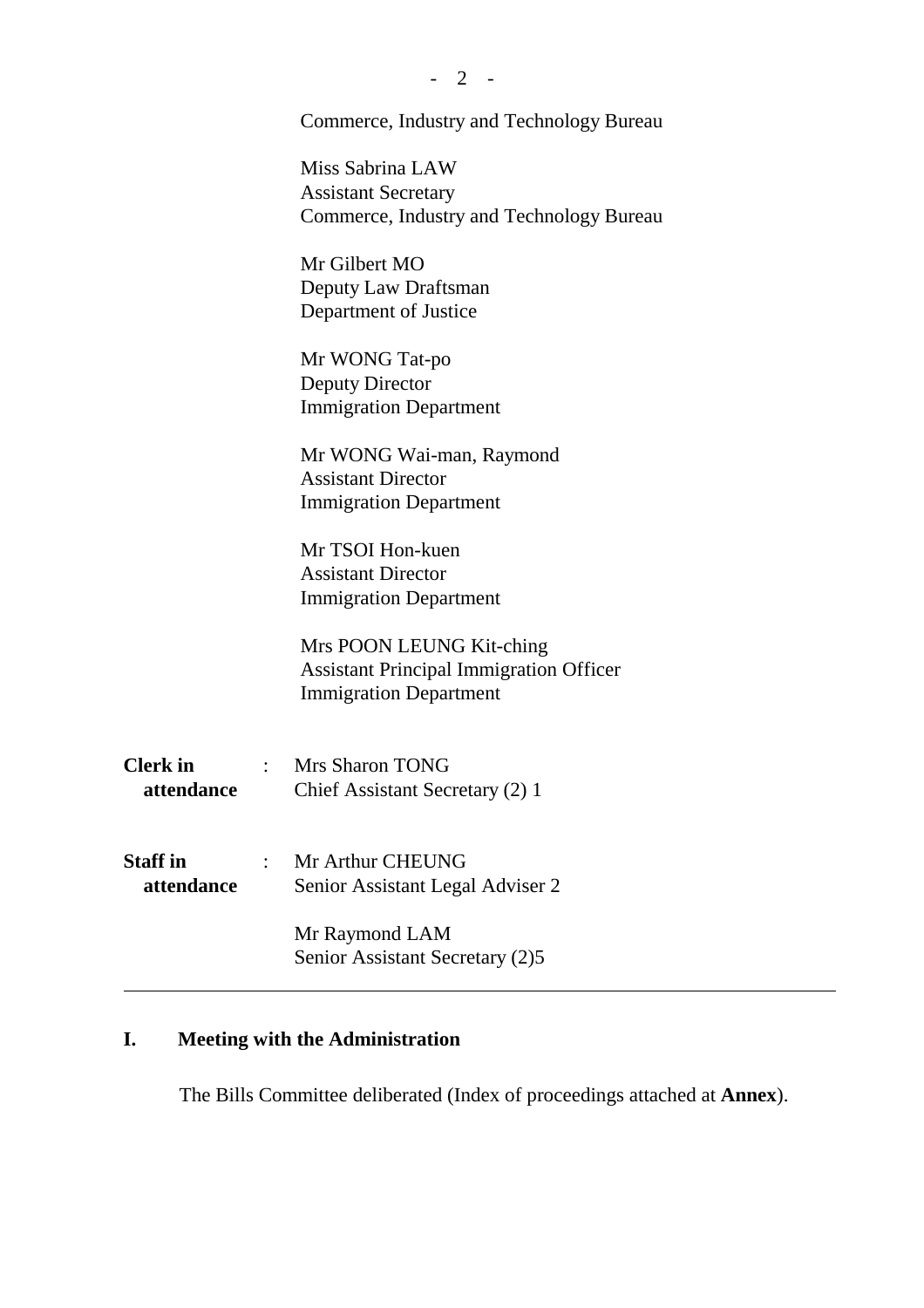Commerce, Industry and Technology Bureau

Miss Sabrina LAW
Assistant Secretary
Commerce, Industry and Technology Bureau

Mr Gilbert MO
Deputy Law Draftsman
Department of Justice

Mr WONG Tat-po
Deputy Director
Immigration Department

Mr WONG Wai-man, Raymond
Assistant Director
Immigration Department

Mr TSOI Hon-kuen
Assistant Director
Immigration Department

Mrs POON LEUNG Kit-ching
Assistant Principal Immigration Officer
Immigration Department

**Clerk in attendance** : Mrs Sharon TONG
Chief Assistant Secretary (2) 1

**Staff in attendance** : Mr Arthur CHEUNG
Senior Assistant Legal Adviser 2

Mr Raymond LAM
Senior Assistant Secretary (2)5

---

## I. Meeting with the Administration

The Bills Committee deliberated (Index of proceedings attached at **Annex**).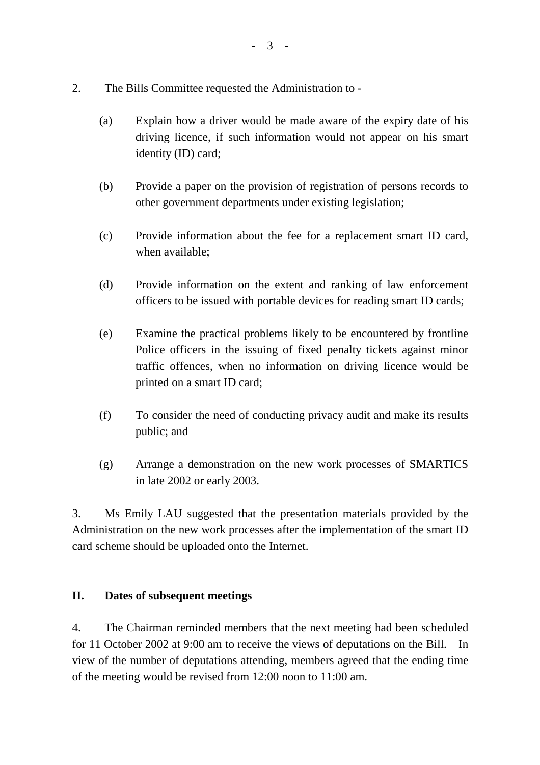2. The Bills Committee requested the Administration to -

(a) Explain how a driver would be made aware of the expiry date of his driving licence, if such information would not appear on his smart identity (ID) card;

(b) Provide a paper on the provision of registration of persons records to other government departments under existing legislation;

(c) Provide information about the fee for a replacement smart ID card, when available;

(d) Provide information on the extent and ranking of law enforcement officers to be issued with portable devices for reading smart ID cards;

(e) Examine the practical problems likely to be encountered by frontline Police officers in the issuing of fixed penalty tickets against minor traffic offences, when no information on driving licence would be printed on a smart ID card;

(f) To consider the need of conducting privacy audit and make its results public; and

(g) Arrange a demonstration on the new work processes of SMARTICS in late 2002 or early 2003.

3. Ms Emily LAU suggested that the presentation materials provided by the Administration on the new work processes after the implementation of the smart ID card scheme should be uploaded onto the Internet.

## II. Dates of subsequent meetings

4. The Chairman reminded members that the next meeting had been scheduled for 11 October 2002 at 9:00 am to receive the views of deputations on the Bill. In view of the number of deputations attending, members agreed that the ending time of the meeting would be revised from 12:00 noon to 11:00 am.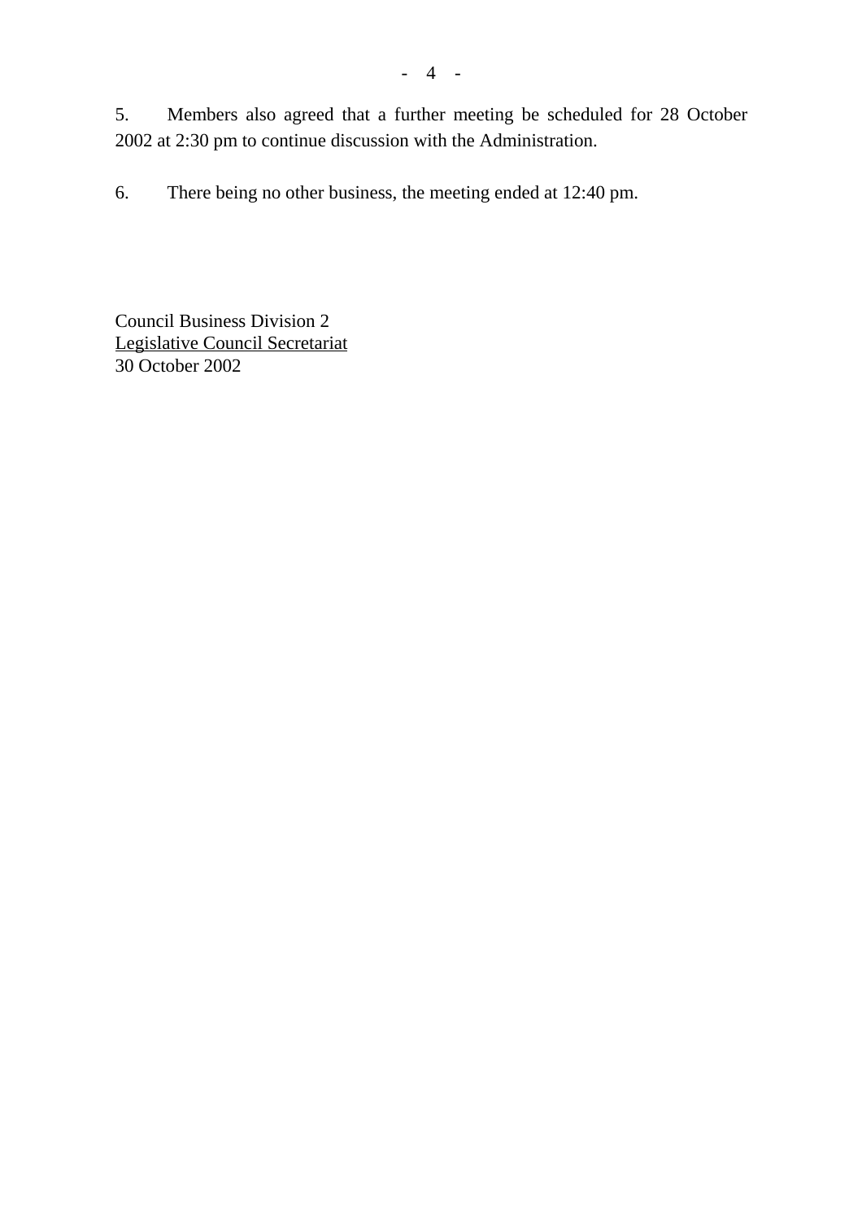5. Members also agreed that a further meeting be scheduled for 28 October 2002 at 2:30 pm to continue discussion with the Administration.

6. There being no other business, the meeting ended at 12:40 pm.

Council Business Division 2
Legislative Council Secretariat
30 October 2002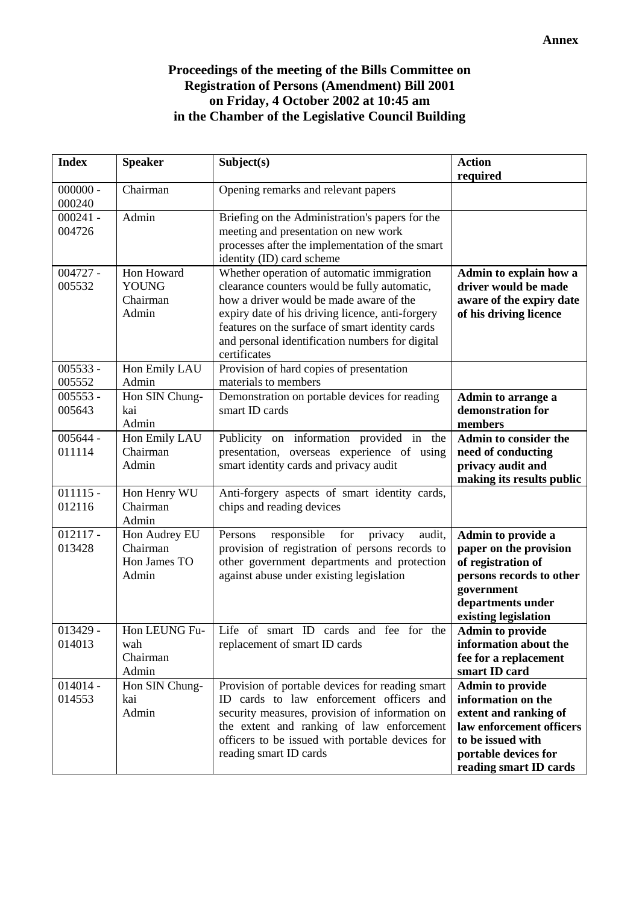**Annex**

**Proceedings of the meeting of the Bills Committee on Registration of Persons (Amendment) Bill 2001 on Friday, 4 October 2002 at 10:45 am in the Chamber of the Legislative Council Building**

| Index | Speaker | Subject(s) | Action required |
|---|---|---|---|
| 000000 - 000240 | Chairman | Opening remarks and relevant papers | |
| 000241 - 004726 | Admin | Briefing on the Administration's papers for the meeting and presentation on new work processes after the implementation of the smart identity (ID) card scheme | |
| 004727 - 005532 | Hon Howard YOUNG<br>Chairman<br>Admin | Whether operation of automatic immigration clearance counters would be fully automatic, how a driver would be made aware of the expiry date of his driving licence, anti-forgery features on the surface of smart identity cards and personal identification numbers for digital certificates | **Admin to explain how a driver would be made aware of the expiry date of his driving licence** |
| 005533 - 005552 | Hon Emily LAU<br>Admin | Provision of hard copies of presentation materials to members | |
| 005553 - 005643 | Hon SIN Chung-kai<br>Admin | Demonstration on portable devices for reading smart ID cards | **Admin to arrange a demonstration for members** |
| 005644 - 011114 | Hon Emily LAU<br>Chairman<br>Admin | Publicity on information provided in the presentation, overseas experience of using smart identity cards and privacy audit | **Admin to consider the need of conducting privacy audit and making its results public** |
| 011115 - 012116 | Hon Henry WU<br>Chairman<br>Admin | Anti-forgery aspects of smart identity cards, chips and reading devices | |
| 012117 - 013428 | Hon Audrey EU<br>Chairman<br>Hon James TO<br>Admin | Persons responsible for privacy audit, provision of registration of persons records to other government departments and protection against abuse under existing legislation | **Admin to provide a paper on the provision of registration of persons records to other government departments under existing legislation** |
| 013429 - 014013 | Hon LEUNG Fu-wah<br>Chairman<br>Admin | Life of smart ID cards and fee for the replacement of smart ID cards | **Admin to provide information about the fee for a replacement smart ID card** |
| 014014 - 014553 | Hon SIN Chung-kai<br>Admin | Provision of portable devices for reading smart ID cards to law enforcement officers and security measures, provision of information on the extent and ranking of law enforcement officers to be issued with portable devices for reading smart ID cards | **Admin to provide information on the extent and ranking of law enforcement officers to be issued with portable devices for reading smart ID cards** |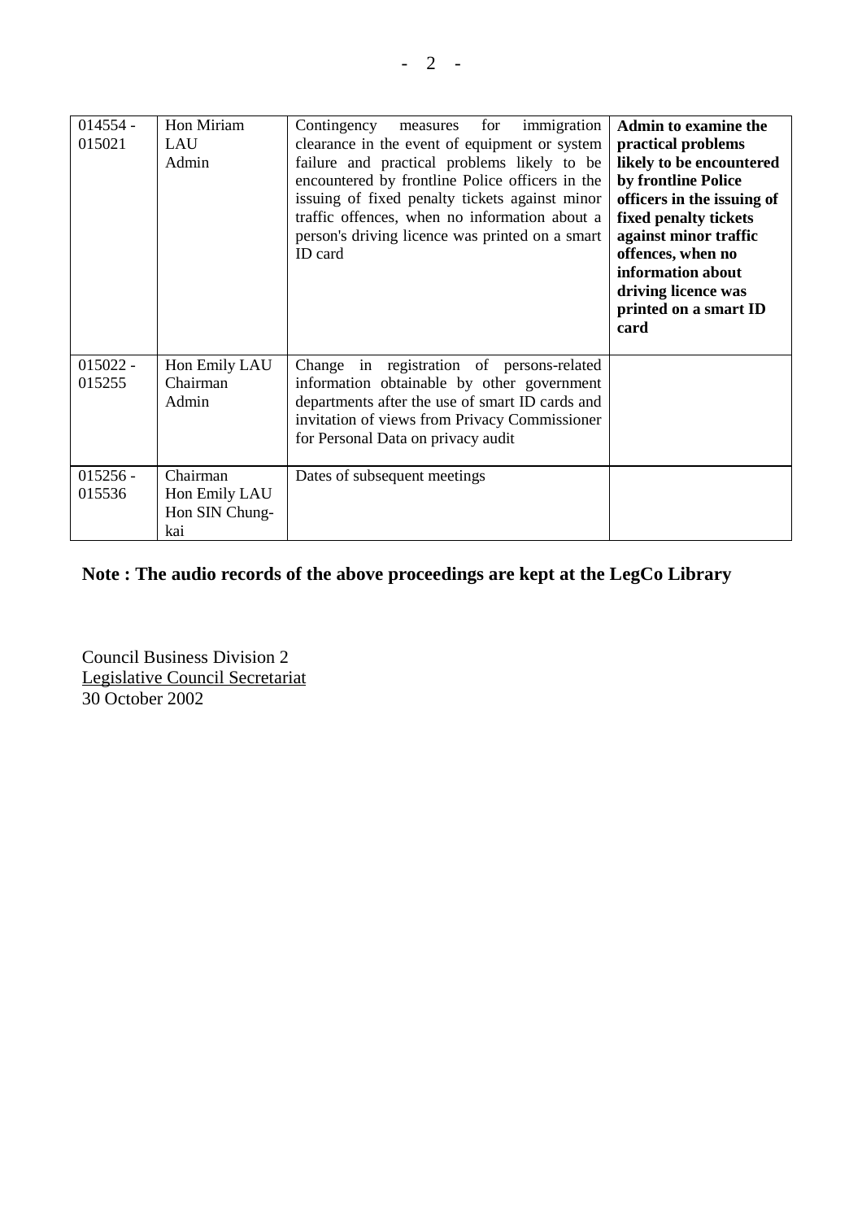| | | | |
|---|---|---|---|
| 014554 - 015021 | Hon Miriam LAU<br>Admin | Contingency measures for immigration clearance in the event of equipment or system failure and practical problems likely to be encountered by frontline Police officers in the issuing of fixed penalty tickets against minor traffic offences, when no information about a person's driving licence was printed on a smart ID card | **Admin to examine the practical problems likely to be encountered by frontline Police officers in the issuing of fixed penalty tickets against minor traffic offences, when no information about driving licence was printed on a smart ID card** |
| 015022 - 015255 | Hon Emily LAU<br>Chairman<br>Admin | Change in registration of persons-related information obtainable by other government departments after the use of smart ID cards and invitation of views from Privacy Commissioner for Personal Data on privacy audit | |
| 015256 - 015536 | Chairman<br>Hon Emily LAU<br>Hon SIN Chung-kai | Dates of subsequent meetings | |

**Note : The audio records of the above proceedings are kept at the LegCo Library**

Council Business Division 2
Legislative Council Secretariat
30 October 2002